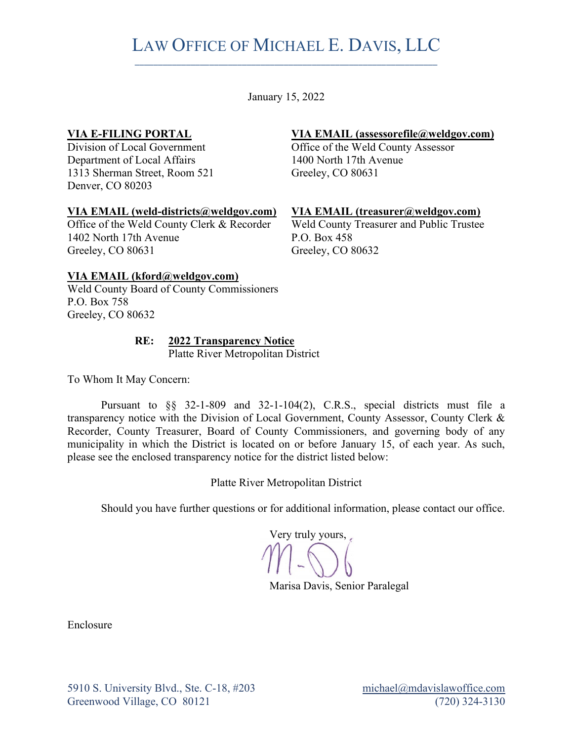# LAW OFFICE OF MICHAEL E. DAVIS, LLC

January 15, 2022

**VIA E-FILING PORTAL**
Division of Local Government
Department of Local Affairs
1313 Sherman Street, Room 521
Denver, CO 80203

**VIA EMAIL (assessorefile@weldgov.com)**
Office of the Weld County Assessor
1400 North 17th Avenue
Greeley, CO 80631

**VIA EMAIL (weld-districts@weldgov.com)**
Office of the Weld County Clerk & Recorder
1402 North 17th Avenue
Greeley, CO 80631

**VIA EMAIL (treasurer@weldgov.com)**
Weld County Treasurer and Public Trustee
P.O. Box 458
Greeley, CO 80632

**VIA EMAIL (kford@weldgov.com)**
Weld County Board of County Commissioners
P.O. Box 758
Greeley, CO 80632

**RE: 2022 Transparency Notice**
Platte River Metropolitan District

To Whom It May Concern:

Pursuant to §§ 32-1-809 and 32-1-104(2), C.R.S., special districts must file a transparency notice with the Division of Local Government, County Assessor, County Clerk & Recorder, County Treasurer, Board of County Commissioners, and governing body of any municipality in which the District is located on or before January 15, of each year. As such, please see the enclosed transparency notice for the district listed below:

Platte River Metropolitan District

Should you have further questions or for additional information, please contact our office.

Very truly yours,

Marisa Davis, Senior Paralegal

Enclosure

5910 S. University Blvd., Ste. C-18, #203
Greenwood Village, CO 80121

michael@mdavislawoffice.com
(720) 324-3130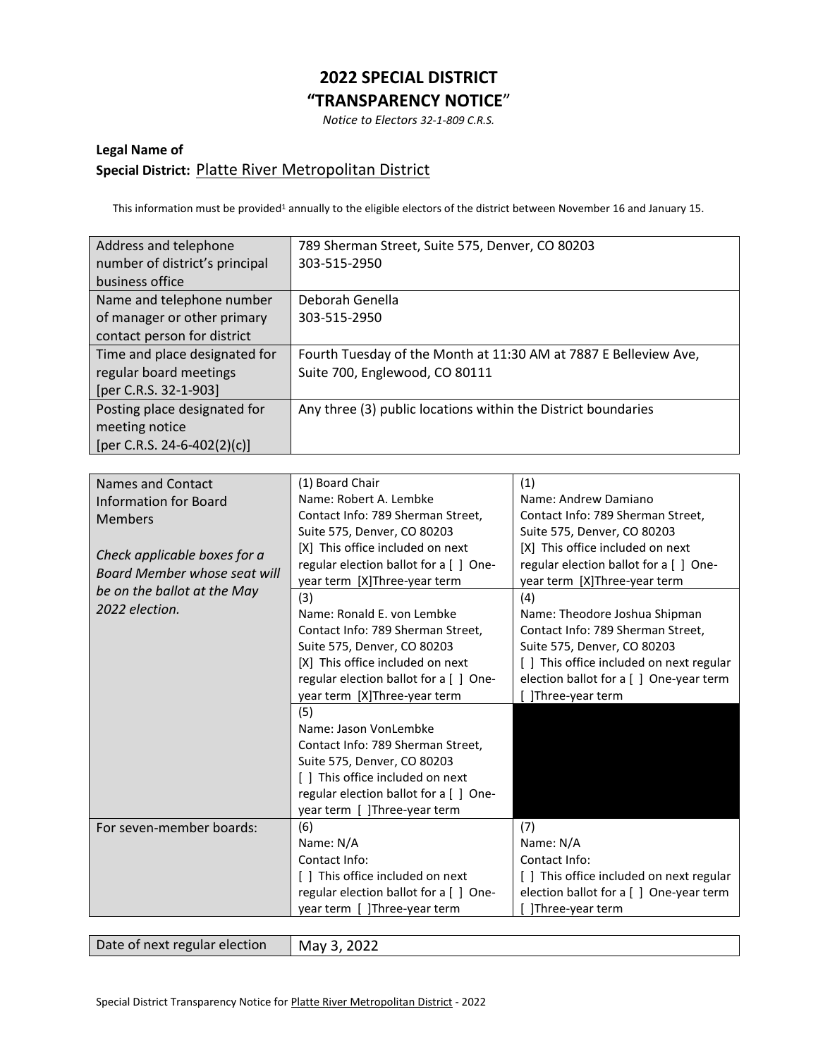# 2022 SPECIAL DISTRICT
# "TRANSPARENCY NOTICE"

*Notice to Electors 32-1-809 C.R.S.*

**Legal Name of**
**Special District:** Platte River Metropolitan District

This information must be provided[1] annually to the eligible electors of the district between November 16 and January 15.

| | |
|---|---|
| Address and telephone number of district's principal business office | 789 Sherman Street, Suite 575, Denver, CO 80203<br>303-515-2950 |
| Name and telephone number of manager or other primary contact person for district | Deborah Genella<br>303-515-2950 |
| Time and place designated for regular board meetings [per C.R.S. 32-1-903] | Fourth Tuesday of the Month at 11:30 AM at 7887 E Belleview Ave, Suite 700, Englewood, CO 80111 |
| Posting place designated for meeting notice [per C.R.S. 24-6-402(2)(c)] | Any three (3) public locations within the District boundaries |

| | | |
|---|---|---|
| Names and Contact Information for Board Members<br><br>*Check applicable boxes for a Board Member whose seat will be on the ballot at the May 2022 election.* | (1) Board Chair<br>Name: Robert A. Lembke<br>Contact Info: 789 Sherman Street, Suite 575, Denver, CO 80203<br>[X] This office included on next regular election ballot for a [ ] One-year term [X]Three-year term | (1)<br>Name: Andrew Damiano<br>Contact Info: 789 Sherman Street, Suite 575, Denver, CO 80203<br>[X] This office included on next regular election ballot for a [ ] One-year term [X]Three-year term |
| | (3)<br>Name: Ronald E. von Lembke<br>Contact Info: 789 Sherman Street, Suite 575, Denver, CO 80203<br>[X] This office included on next regular election ballot for a [ ] One-year term [X]Three-year term | (4)<br>Name: Theodore Joshua Shipman<br>Contact Info: 789 Sherman Street, Suite 575, Denver, CO 80203<br>[ ] This office included on next regular election ballot for a [ ] One-year term [ ]Three-year term |
| | (5)<br>Name: Jason VonLembke<br>Contact Info: 789 Sherman Street, Suite 575, Denver, CO 80203<br>[ ] This office included on next regular election ballot for a [ ] One-year term [ ]Three-year term | |
| For seven-member boards: | (6)<br>Name: N/A<br>Contact Info:<br>[ ] This office included on next regular election ballot for a [ ] One-year term [ ]Three-year term | (7)<br>Name: N/A<br>Contact Info:<br>[ ] This office included on next regular election ballot for a [ ] One-year term [ ]Three-year term |

| | |
|---|---|
| Date of next regular election | May 3, 2022 |

Special District Transparency Notice for Platte River Metropolitan District - 2022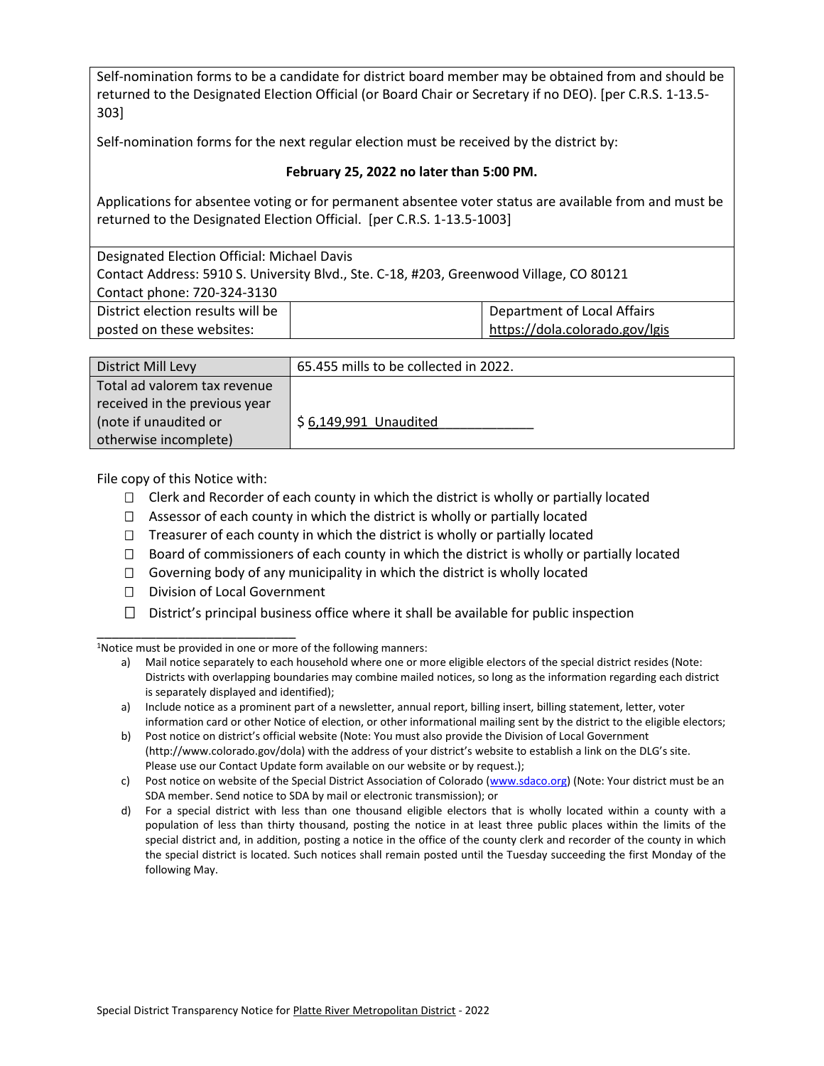Self-nomination forms to be a candidate for district board member may be obtained from and should be returned to the Designated Election Official (or Board Chair or Secretary if no DEO). [per C.R.S. 1-13.5-303]

Self-nomination forms for the next regular election must be received by the district by:

**February 25, 2022 no later than 5:00 PM.**

Applications for absentee voting or for permanent absentee voter status are available from and must be returned to the Designated Election Official. [per C.R.S. 1-13.5-1003]

Designated Election Official: Michael Davis
Contact Address: 5910 S. University Blvd., Ste. C-18, #203, Greenwood Village, CO 80121
Contact phone: 720-324-3130

| | | |
|---|---|---|
| District election results will be posted on these websites: | | Department of Local Affairs https://dola.colorado.gov/lgis |

| | |
|---|---|
| District Mill Levy | 65.455 mills to be collected in 2022. |
| Total ad valorem tax revenue received in the previous year (note if unaudited or otherwise incomplete) | $ 6,149,991 Unaudited |

File copy of this Notice with:

- ☐ Clerk and Recorder of each county in which the district is wholly or partially located
- ☐ Assessor of each county in which the district is wholly or partially located
- ☐ Treasurer of each county in which the district is wholly or partially located
- ☐ Board of commissioners of each county in which the district is wholly or partially located
- ☐ Governing body of any municipality in which the district is wholly located
- ☐ Division of Local Government
- ☐ District's principal business office where it shall be available for public inspection

---

[1]Notice must be provided in one or more of the following manners:

a) Mail notice separately to each household where one or more eligible electors of the special district resides (Note: Districts with overlapping boundaries may combine mailed notices, so long as the information regarding each district is separately displayed and identified);

a) Include notice as a prominent part of a newsletter, annual report, billing insert, billing statement, letter, voter information card or other Notice of election, or other informational mailing sent by the district to the eligible electors;

b) Post notice on district's official website (Note: You must also provide the Division of Local Government (http://www.colorado.gov/dola) with the address of your district's website to establish a link on the DLG's site. Please use our Contact Update form available on our website or by request.);

c) Post notice on website of the Special District Association of Colorado (www.sdaco.org) (Note: Your district must be an SDA member. Send notice to SDA by mail or electronic transmission); or

d) For a special district with less than one thousand eligible electors that is wholly located within a county with a population of less than thirty thousand, posting the notice in at least three public places within the limits of the special district and, in addition, posting a notice in the office of the county clerk and recorder of the county in which the special district is located. Such notices shall remain posted until the Tuesday succeeding the first Monday of the following May.

Special District Transparency Notice for Platte River Metropolitan District - 2022